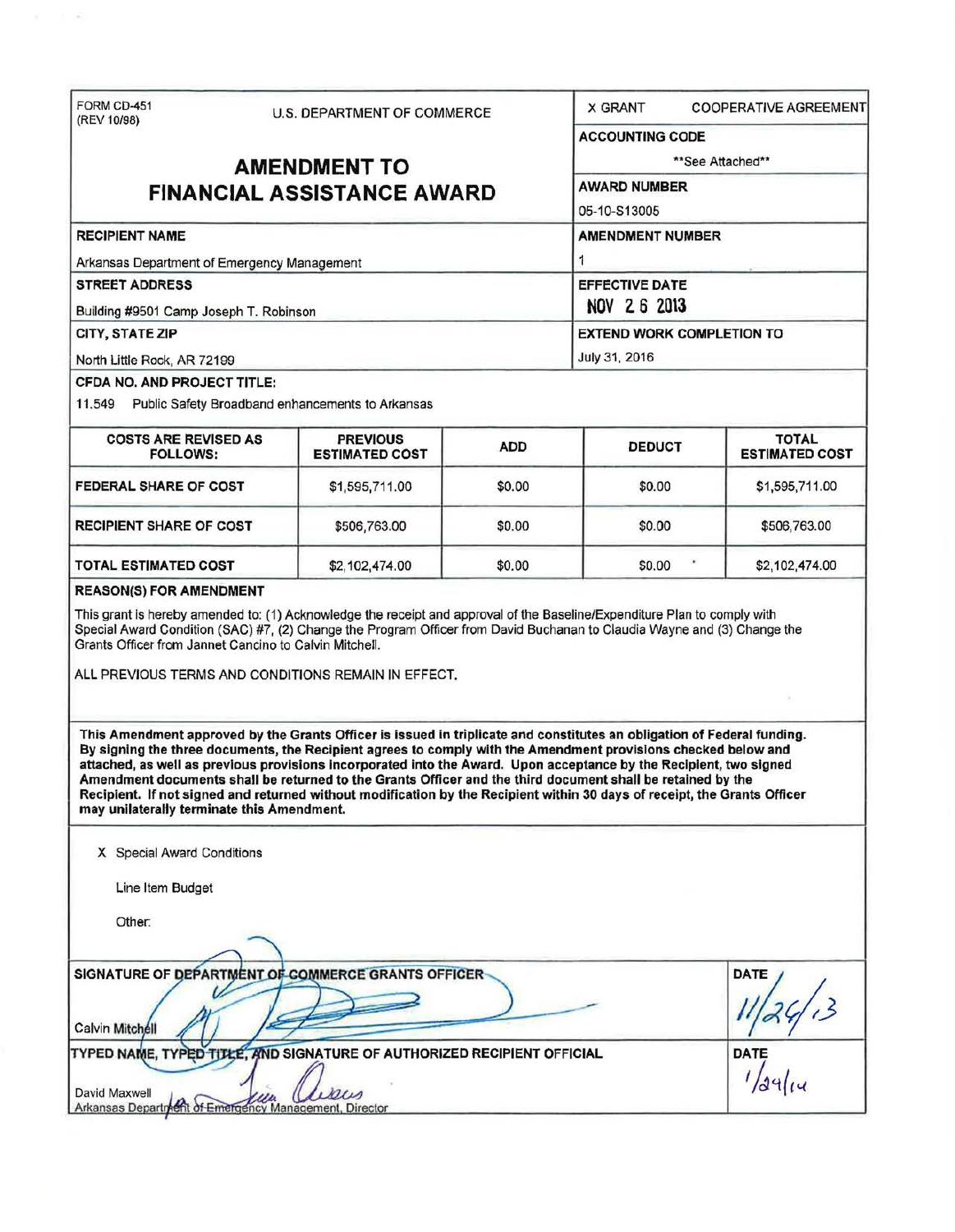FORM CD-451
(REV 10/98)

U.S. DEPARTMENT OF COMMERCE

# AMENDMENT TO FINANCIAL ASSISTANCE AWARD

X GRANT COOPERATIVE AGREEMENT

**ACCOUNTING CODE**

\*\*See Attached\*\*

**AWARD NUMBER**

05-10-S13005

**RECIPIENT NAME**

Arkansas Department of Emergency Management

**AMENDMENT NUMBER**

1

**STREET ADDRESS**

Building #9501 Camp Joseph T. Robinson

**EFFECTIVE DATE**

NOV 26 2013

**CITY, STATE ZIP**

North Little Rock, AR 72199

**EXTEND WORK COMPLETION TO**

July 31, 2016

**CFDA NO. AND PROJECT TITLE:**

11.549 Public Safety Broadband enhancements to Arkansas

| COSTS ARE REVISED AS FOLLOWS: | PREVIOUS ESTIMATED COST | ADD | DEDUCT | TOTAL ESTIMATED COST |
|---|---|---|---|---|
| FEDERAL SHARE OF COST | $1,595,711.00 | $0.00 | $0.00 | $1,595,711.00 |
| RECIPIENT SHARE OF COST | $506,763.00 | $0.00 | $0.00 | $506,763.00 |
| TOTAL ESTIMATED COST | $2,102,474.00 | $0.00 | $0.00 | $2,102,474.00 |

**REASON(S) FOR AMENDMENT**

This grant is hereby amended to: (1) Acknowledge the receipt and approval of the Baseline/Expenditure Plan to comply with Special Award Condition (SAC) #7, (2) Change the Program Officer from David Buchanan to Claudia Wayne and (3) Change the Grants Officer from Jannet Cancino to Calvin Mitchell.

ALL PREVIOUS TERMS AND CONDITIONS REMAIN IN EFFECT.

**This Amendment approved by the Grants Officer is issued in triplicate and constitutes an obligation of Federal funding. By signing the three documents, the Recipient agrees to comply with the Amendment provisions checked below and attached, as well as previous provisions incorporated into the Award. Upon acceptance by the Recipient, two signed Amendment documents shall be returned to the Grants Officer and the third document shall be retained by the Recipient. If not signed and returned without modification by the Recipient within 30 days of receipt, the Grants Officer may unilaterally terminate this Amendment.**

X Special Award Conditions

Line Item Budget

Other:

| SIGNATURE OF DEPARTMENT OF COMMERCE GRANTS OFFICER | DATE |
|---|---|
| Calvin Mitchell | 11/26/13 |

| TYPED NAME, TYPED TITLE, AND SIGNATURE OF AUTHORIZED RECIPIENT OFFICIAL | DATE |
|---|---|
| David Maxwell<br>Arkansas Department of Emergency Management, Director | 1/24/14 |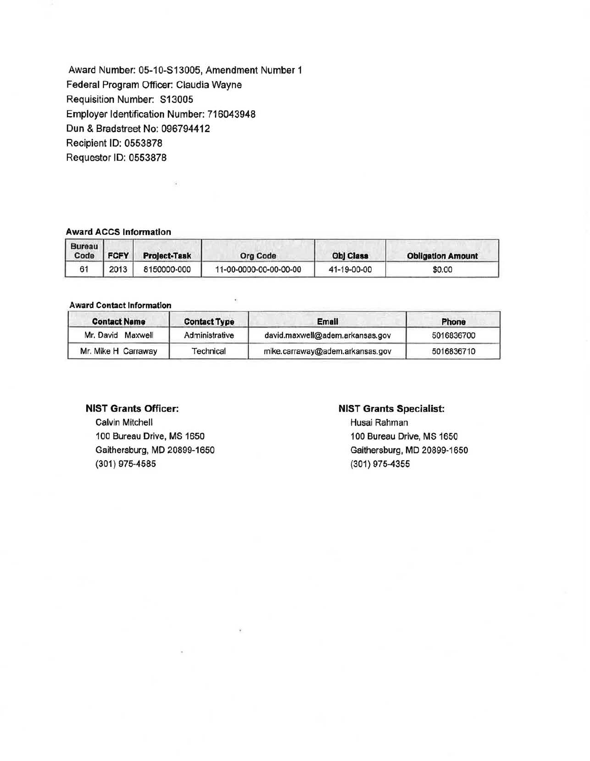Award Number: 05-10-S13005, Amendment Number 1
Federal Program Officer: Claudia Wayne
Requisition Number: S13005
Employer Identification Number: 716043948
Dun & Bradstreet No: 096794412
Recipient ID: 0553878
Requestor ID: 0553878

**Award ACCS Information**

| Bureau Code | FCFY | Project-Task | Org Code | Obj Class | Obligation Amount |
|---|---|---|---|---|---|
| 61 | 2013 | 8150000-000 | 11-00-0000-00-00-00-00 | 41-19-00-00 | $0.00 |

**Award Contact Information**

| Contact Name | Contact Type | Email | Phone |
|---|---|---|---|
| Mr. David Maxwell | Administrative | david.maxwell@adem.arkansas.gov | 5016836700 |
| Mr. Mike H Carraway | Technical | mike.carraway@adem.arkansas.gov | 5016836710 |

**NIST Grants Officer:**
Calvin Mitchell
100 Bureau Drive, MS 1650
Gaithersburg, MD 20899-1650
(301) 975-4585

**NIST Grants Specialist:**
Husai Rahman
100 Bureau Drive, MS 1650
Gaithersburg, MD 20899-1650
(301) 975-4355